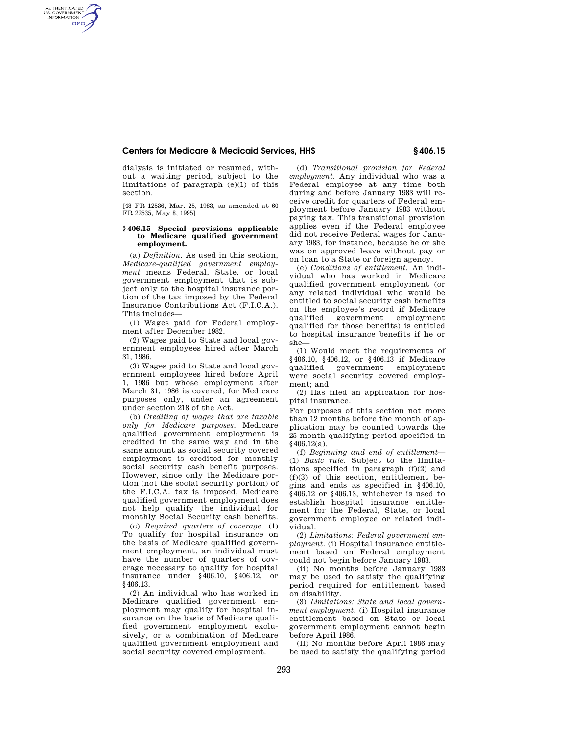dialysis is initiated or resumed, without a waiting period, subject to the limitations of paragraph (e)(1) of this section.

[48 FR 12536, Mar. 25, 1983, as amended at 60 FR 22535, May 8, 1995]

## § 406.15 Special provisions applicable to Medicare qualified government employment.

(a) *Definition.* As used in this section, *Medicare-qualified government employment* means Federal, State, or local government employment that is subject only to the hospital insurance portion of the tax imposed by the Federal Insurance Contributions Act (F.I.C.A.). This includes—

(1) Wages paid for Federal employment after December 1982.

(2) Wages paid to State and local government employees hired after March 31, 1986.

(3) Wages paid to State and local government employees hired before April 1, 1986 but whose employment after March 31, 1986 is covered, for Medicare purposes only, under an agreement under section 218 of the Act.

(b) *Crediting of wages that are taxable only for Medicare purposes.* Medicare qualified government employment is credited in the same way and in the same amount as social security covered employment is credited for monthly social security cash benefit purposes. However, since only the Medicare portion (not the social security portion) of the F.I.C.A. tax is imposed, Medicare qualified government employment does not help qualify the individual for monthly Social Security cash benefits.

(c) *Required quarters of coverage.* (1) To qualify for hospital insurance on the basis of Medicare qualified government employment, an individual must have the number of quarters of coverage necessary to qualify for hospital insurance under §406.10, §406.12, or §406.13.

(2) An individual who has worked in Medicare qualified government employment may qualify for hospital insurance on the basis of Medicare qualified government employment exclusively, or a combination of Medicare qualified government employment and social security covered employment.

(d) *Transitional provision for Federal employment.* Any individual who was a Federal employee at any time both during and before January 1983 will receive credit for quarters of Federal employment before January 1983 without paying tax. This transitional provision applies even if the Federal employee did not receive Federal wages for January 1983, for instance, because he or she was on approved leave without pay or on loan to a State or foreign agency.

(e) *Conditions of entitlement.* An individual who has worked in Medicare qualified government employment (or any related individual who would be entitled to social security cash benefits on the employee's record if Medicare qualified government employment qualified for those benefits) is entitled to hospital insurance benefits if he or she—

(1) Would meet the requirements of §406.10, §406.12, or §406.13 if Medicare qualified government employment were social security covered employment; and

(2) Has filed an application for hospital insurance.

For purposes of this section not more than 12 months before the month of application may be counted towards the 25-month qualifying period specified in §406.12(a).

(f) *Beginning and end of entitlement*—(1) *Basic rule.* Subject to the limitations specified in paragraph (f)(2) and (f)(3) of this section, entitlement begins and ends as specified in §406.10, §406.12 or §406.13, whichever is used to establish hospital insurance entitlement for the Federal, State, or local government employee or related individual.

(2) *Limitations: Federal government employment.* (i) Hospital insurance entitlement based on Federal employment could not begin before January 1983.

(ii) No months before January 1983 may be used to satisfy the qualifying period required for entitlement based on disability.

(3) *Limitations: State and local government employment.* (i) Hospital insurance entitlement based on State or local government employment cannot begin before April 1986.

(ii) No months before April 1986 may be used to satisfy the qualifying period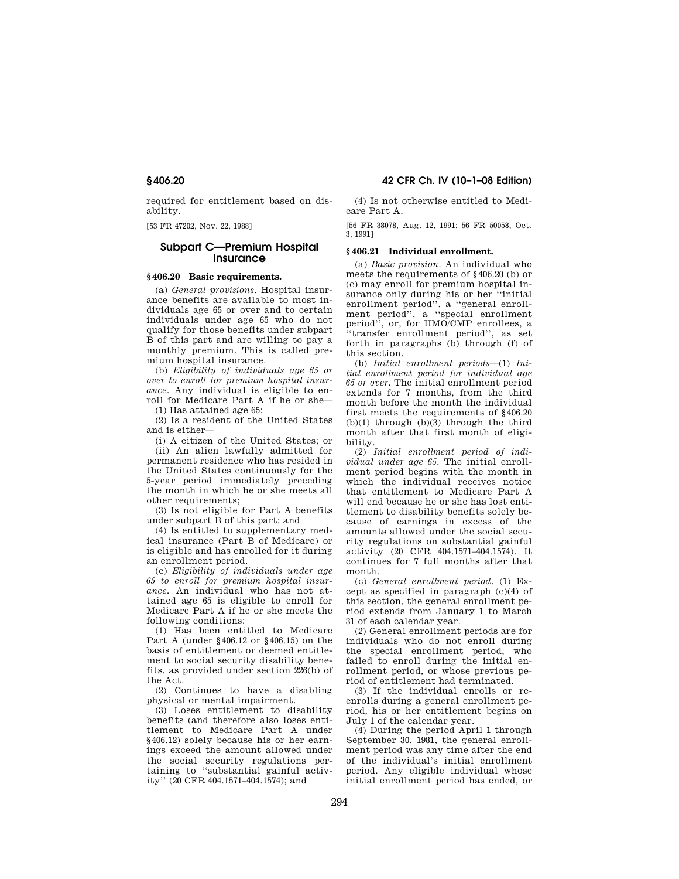required for entitlement based on disability.

[53 FR 47202, Nov. 22, 1988]

## Subpart C—Premium Hospital Insurance

### § 406.20 Basic requirements.

(a) *General provisions.* Hospital insurance benefits are available to most individuals age 65 or over and to certain individuals under age 65 who do not qualify for those benefits under subpart B of this part and are willing to pay a monthly premium. This is called premium hospital insurance.

(b) *Eligibility of individuals age 65 or over to enroll for premium hospital insurance.* Any individual is eligible to enroll for Medicare Part A if he or she—

(1) Has attained age 65;

(2) Is a resident of the United States and is either—

(i) A citizen of the United States; or

(ii) An alien lawfully admitted for permanent residence who has resided in the United States continuously for the 5-year period immediately preceding the month in which he or she meets all other requirements;

(3) Is not eligible for Part A benefits under subpart B of this part; and

(4) Is entitled to supplementary medical insurance (Part B of Medicare) or is eligible and has enrolled for it during an enrollment period.

(c) *Eligibility of individuals under age 65 to enroll for premium hospital insurance.* An individual who has not attained age 65 is eligible to enroll for Medicare Part A if he or she meets the following conditions:

(1) Has been entitled to Medicare Part A (under § 406.12 or § 406.15) on the basis of entitlement or deemed entitlement to social security disability benefits, as provided under section 226(b) of the Act.

(2) Continues to have a disabling physical or mental impairment.

(3) Loses entitlement to disability benefits (and therefore also loses entitlement to Medicare Part A under § 406.12) solely because his or her earnings exceed the amount allowed under the social security regulations pertaining to ''substantial gainful activity'' (20 CFR 404.1571–404.1574); and

(4) Is not otherwise entitled to Medicare Part A.

[56 FR 38078, Aug. 12, 1991; 56 FR 50058, Oct. 3, 1991]

### § 406.21 Individual enrollment.

(a) *Basic provision.* An individual who meets the requirements of § 406.20 (b) or (c) may enroll for premium hospital insurance only during his or her ''initial enrollment period'', a ''general enrollment period'', a ''special enrollment period'', or, for HMO/CMP enrollees, a ''transfer enrollment period'', as set forth in paragraphs (b) through (f) of this section.

(b) *Initial enrollment periods*—(1) *Initial enrollment period for individual age 65 or over.* The initial enrollment period extends for 7 months, from the third month before the month the individual first meets the requirements of § 406.20 (b)(1) through (b)(3) through the third month after that first month of eligibility.

(2) *Initial enrollment period of individual under age 65.* The initial enrollment period begins with the month in which the individual receives notice that entitlement to Medicare Part A will end because he or she has lost entitlement to disability benefits solely because of earnings in excess of the amounts allowed under the social security regulations on substantial gainful activity (20 CFR 404.1571–404.1574). It continues for 7 full months after that month.

(c) *General enrollment period.* (1) Except as specified in paragraph (c)(4) of this section, the general enrollment period extends from January 1 to March 31 of each calendar year.

(2) General enrollment periods are for individuals who do not enroll during the special enrollment period, who failed to enroll during the initial enrollment period, or whose previous period of entitlement had terminated.

(3) If the individual enrolls or reenrolls during a general enrollment period, his or her entitlement begins on July 1 of the calendar year.

(4) During the period April 1 through September 30, 1981, the general enrollment period was any time after the end of the individual's initial enrollment period. Any eligible individual whose initial enrollment period has ended, or